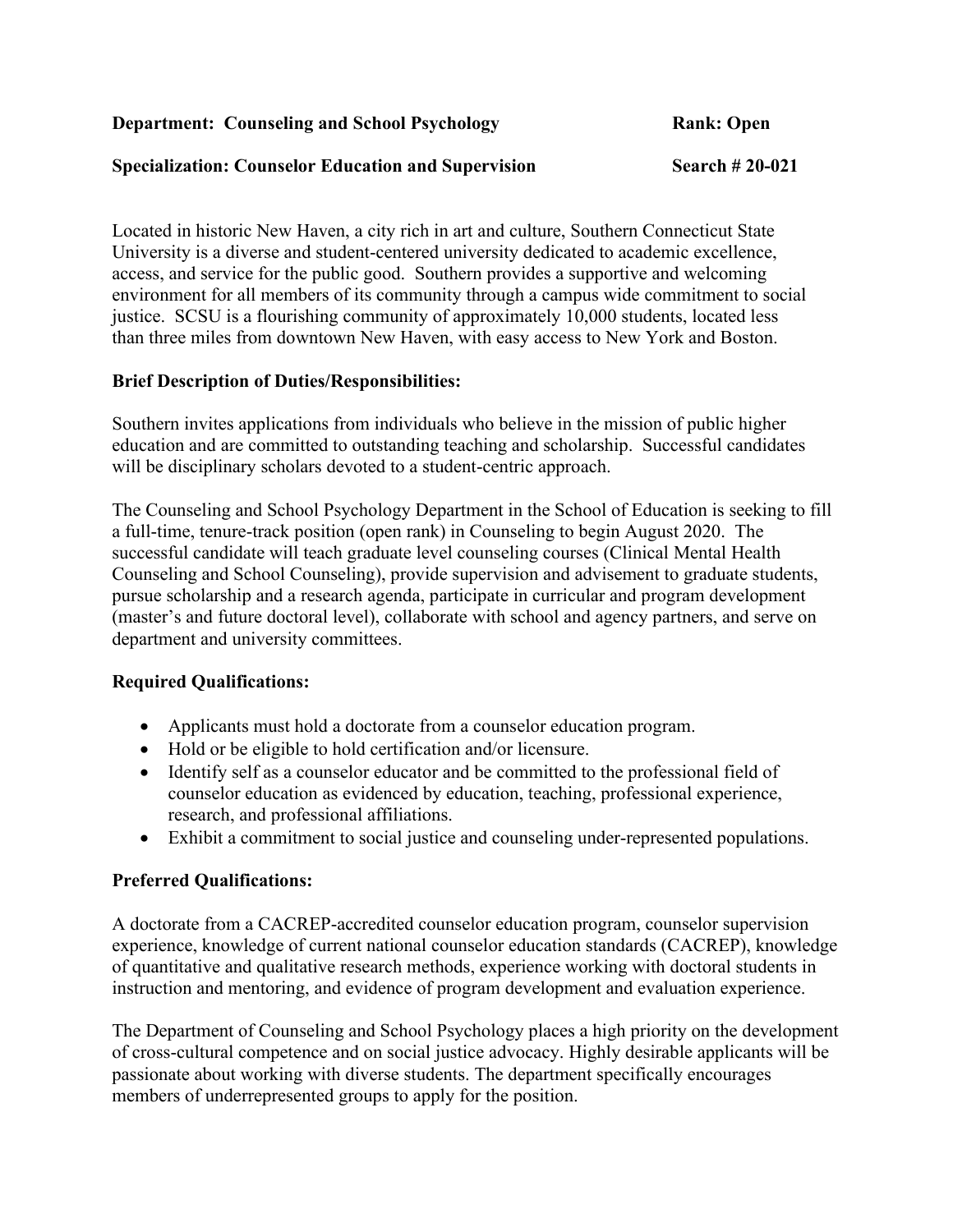**Department: Counseling and School Psychology** **Rank: Open**

**Specialization: Counselor Education and Supervision** **Search # 20-021**

Located in historic New Haven, a city rich in art and culture, Southern Connecticut State University is a diverse and student-centered university dedicated to academic excellence, access, and service for the public good. Southern provides a supportive and welcoming environment for all members of its community through a campus wide commitment to social justice. SCSU is a flourishing community of approximately 10,000 students, located less than three miles from downtown New Haven, with easy access to New York and Boston.

**Brief Description of Duties/Responsibilities:**

Southern invites applications from individuals who believe in the mission of public higher education and are committed to outstanding teaching and scholarship. Successful candidates will be disciplinary scholars devoted to a student-centric approach.

The Counseling and School Psychology Department in the School of Education is seeking to fill a full-time, tenure-track position (open rank) in Counseling to begin August 2020. The successful candidate will teach graduate level counseling courses (Clinical Mental Health Counseling and School Counseling), provide supervision and advisement to graduate students, pursue scholarship and a research agenda, participate in curricular and program development (master's and future doctoral level), collaborate with school and agency partners, and serve on department and university committees.

**Required Qualifications:**

- Applicants must hold a doctorate from a counselor education program.
- Hold or be eligible to hold certification and/or licensure.
- Identify self as a counselor educator and be committed to the professional field of counselor education as evidenced by education, teaching, professional experience, research, and professional affiliations.
- Exhibit a commitment to social justice and counseling under-represented populations.

**Preferred Qualifications:**

A doctorate from a CACREP-accredited counselor education program, counselor supervision experience, knowledge of current national counselor education standards (CACREP), knowledge of quantitative and qualitative research methods, experience working with doctoral students in instruction and mentoring, and evidence of program development and evaluation experience.

The Department of Counseling and School Psychology places a high priority on the development of cross-cultural competence and on social justice advocacy. Highly desirable applicants will be passionate about working with diverse students. The department specifically encourages members of underrepresented groups to apply for the position.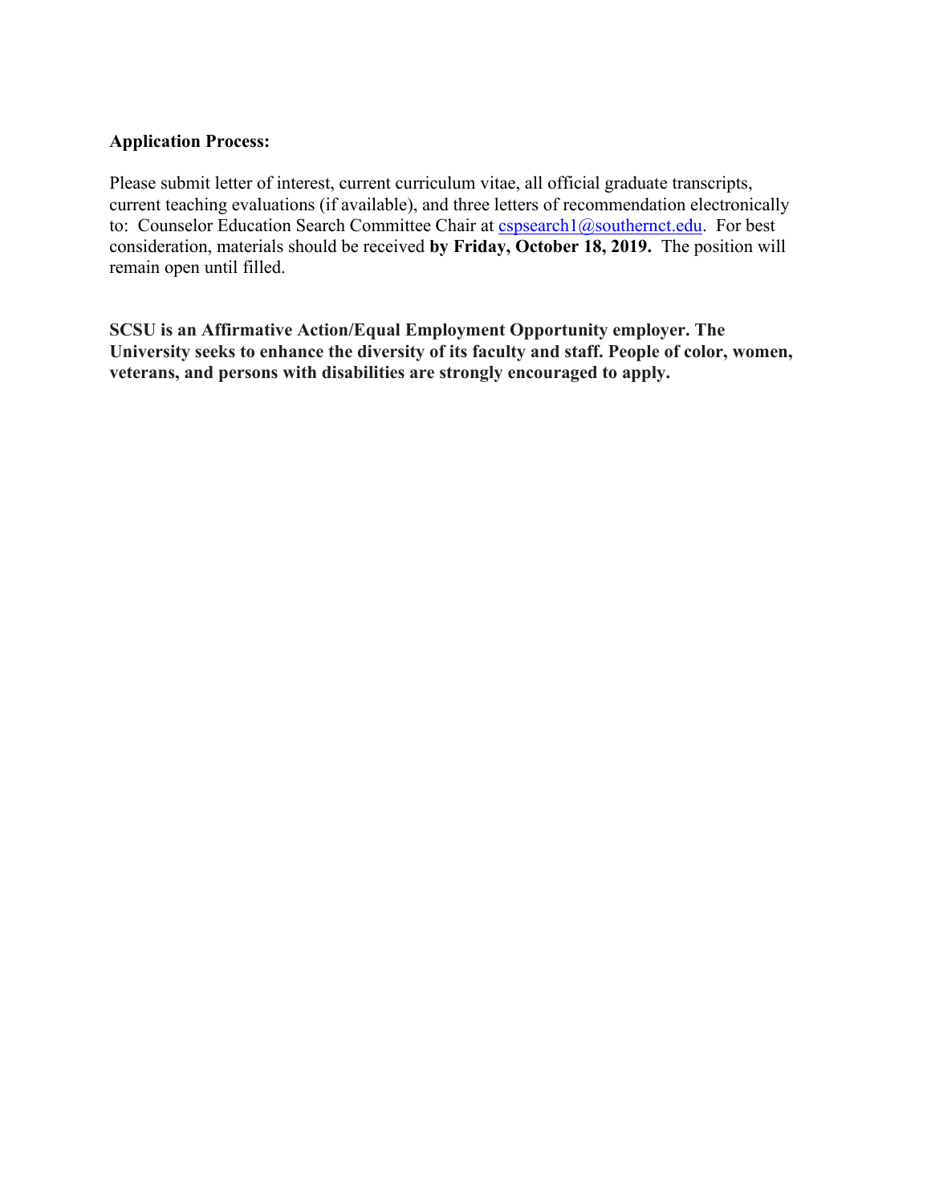**Application Process:**

Please submit letter of interest, current curriculum vitae, all official graduate transcripts, current teaching evaluations (if available), and three letters of recommendation electronically to: Counselor Education Search Committee Chair at cspsearch1@southernct.edu. For best consideration, materials should be received **by Friday, October 18, 2019.** The position will remain open until filled.

**SCSU is an Affirmative Action/Equal Employment Opportunity employer. The University seeks to enhance the diversity of its faculty and staff. People of color, women, veterans, and persons with disabilities are strongly encouraged to apply.**